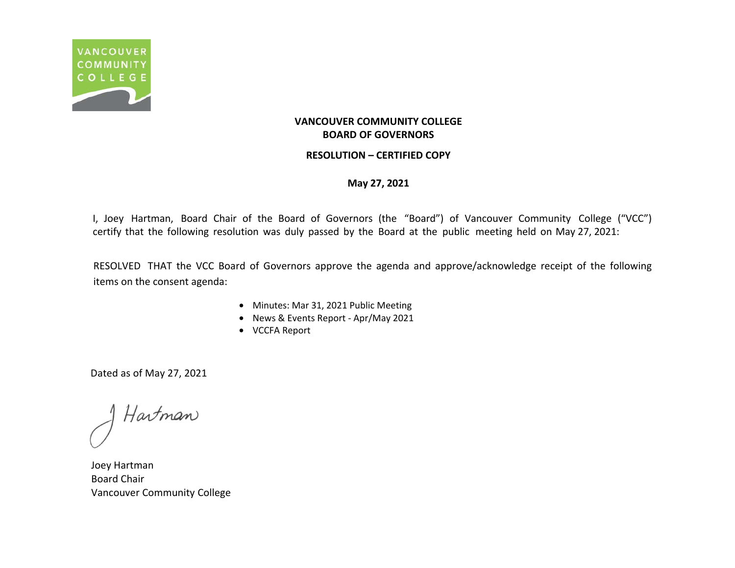VANCOUVER COMMUNITY COLLEGE

# VANCOUVER COMMUNITY COLLEGE
# BOARD OF GOVERNORS

## RESOLUTION – CERTIFIED COPY

**May 27, 2021**

I, Joey Hartman, Board Chair of the Board of Governors (the "Board") of Vancouver Community College ("VCC") certify that the following resolution was duly passed by the Board at the public meeting held on May 27, 2021:

RESOLVED THAT the VCC Board of Governors approve the agenda and approve/acknowledge receipt of the following items on the consent agenda:

- Minutes: Mar 31, 2021 Public Meeting
- News & Events Report - Apr/May 2021
- VCCFA Report

Dated as of May 27, 2021

J Hartman

Joey Hartman
Board Chair
Vancouver Community College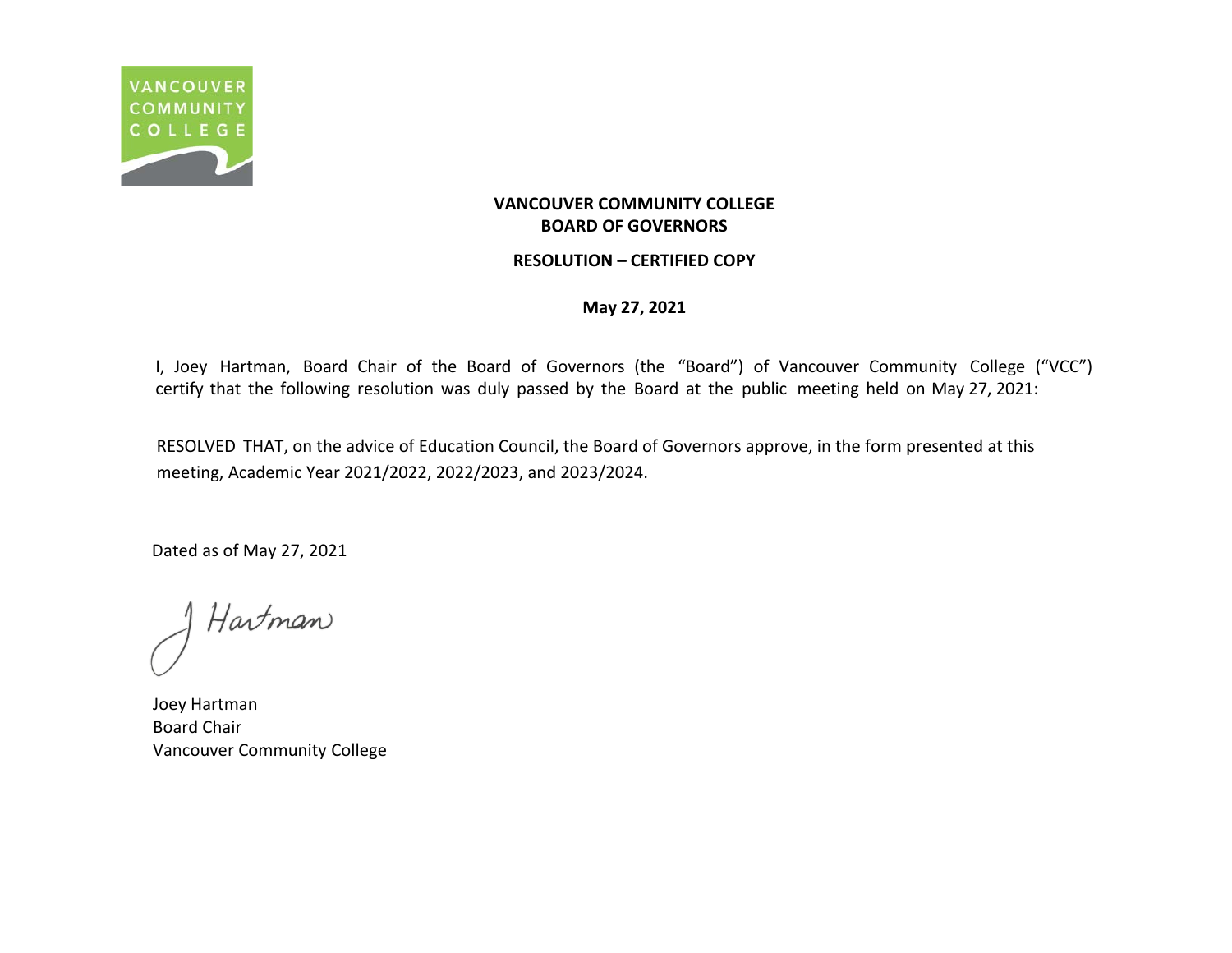**VANCOUVER COMMUNITY COLLEGE**
**BOARD OF GOVERNORS**

**RESOLUTION – CERTIFIED COPY**

**May 27, 2021**

I, Joey Hartman, Board Chair of the Board of Governors (the "Board") of Vancouver Community College ("VCC") certify that the following resolution was duly passed by the Board at the public meeting held on May 27, 2021:

RESOLVED THAT, on the advice of Education Council, the Board of Governors approve, in the form presented at this meeting, Academic Year 2021/2022, 2022/2023, and 2023/2024.

Dated as of May 27, 2021

J Hartman

Joey Hartman
Board Chair
Vancouver Community College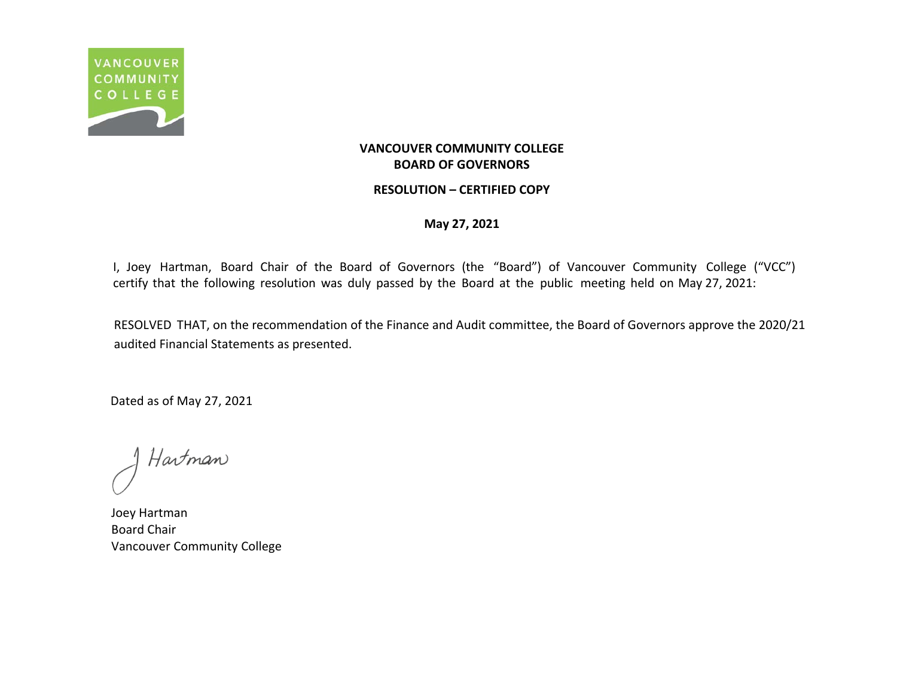**VANCOUVER COMMUNITY COLLEGE**
**BOARD OF GOVERNORS**

**RESOLUTION – CERTIFIED COPY**

**May 27, 2021**

I, Joey Hartman, Board Chair of the Board of Governors (the "Board") of Vancouver Community College ("VCC") certify that the following resolution was duly passed by the Board at the public meeting held on May 27, 2021:

RESOLVED THAT, on the recommendation of the Finance and Audit committee, the Board of Governors approve the 2020/21 audited Financial Statements as presented.

Dated as of May 27, 2021

J Hartman

Joey Hartman
Board Chair
Vancouver Community College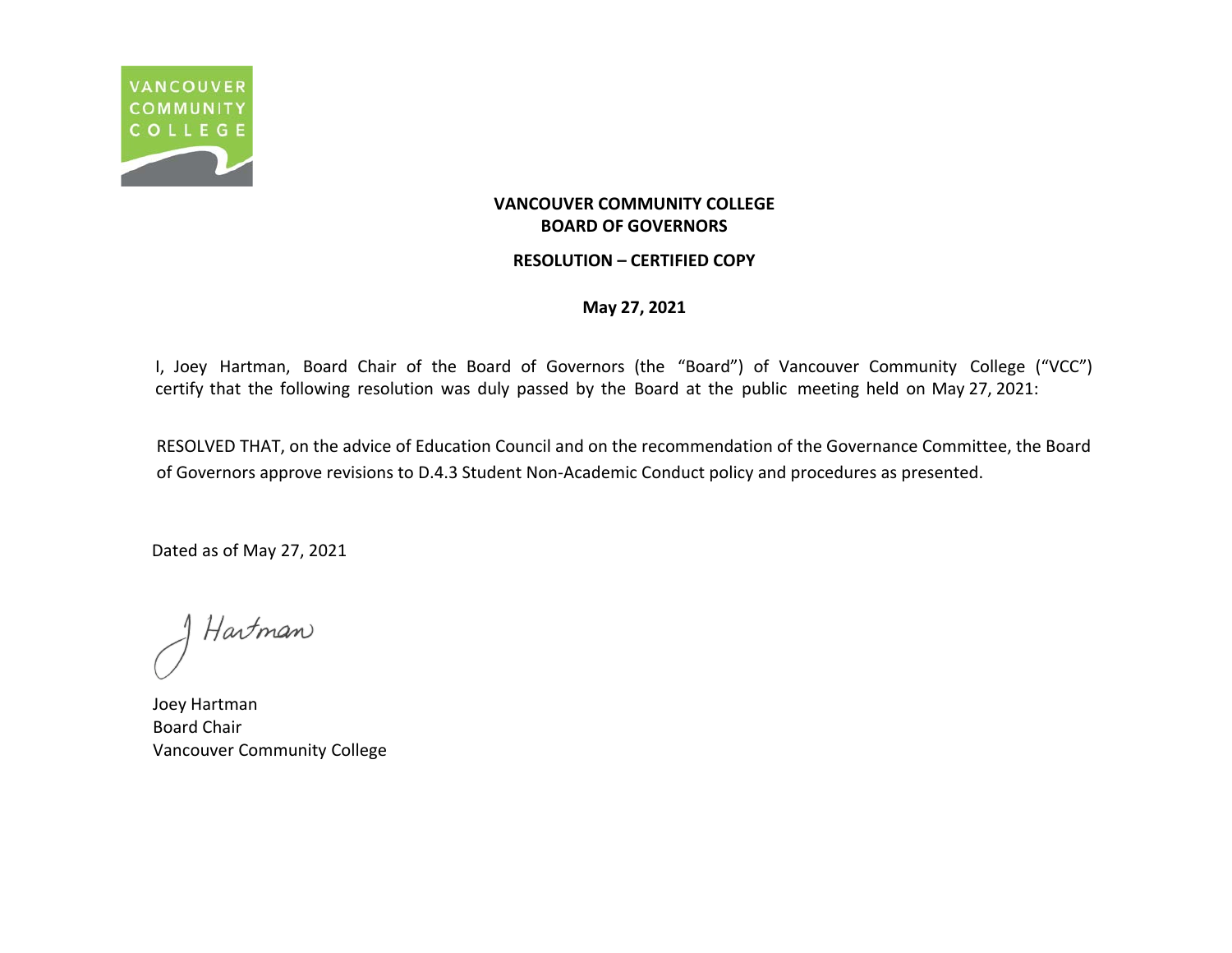**VANCOUVER COMMUNITY COLLEGE**
**BOARD OF GOVERNORS**

**RESOLUTION – CERTIFIED COPY**

**May 27, 2021**

I, Joey Hartman, Board Chair of the Board of Governors (the "Board") of Vancouver Community College ("VCC") certify that the following resolution was duly passed by the Board at the public meeting held on May 27, 2021:

RESOLVED THAT, on the advice of Education Council and on the recommendation of the Governance Committee, the Board of Governors approve revisions to D.4.3 Student Non-Academic Conduct policy and procedures as presented.

Dated as of May 27, 2021

J Hartman

Joey Hartman
Board Chair
Vancouver Community College